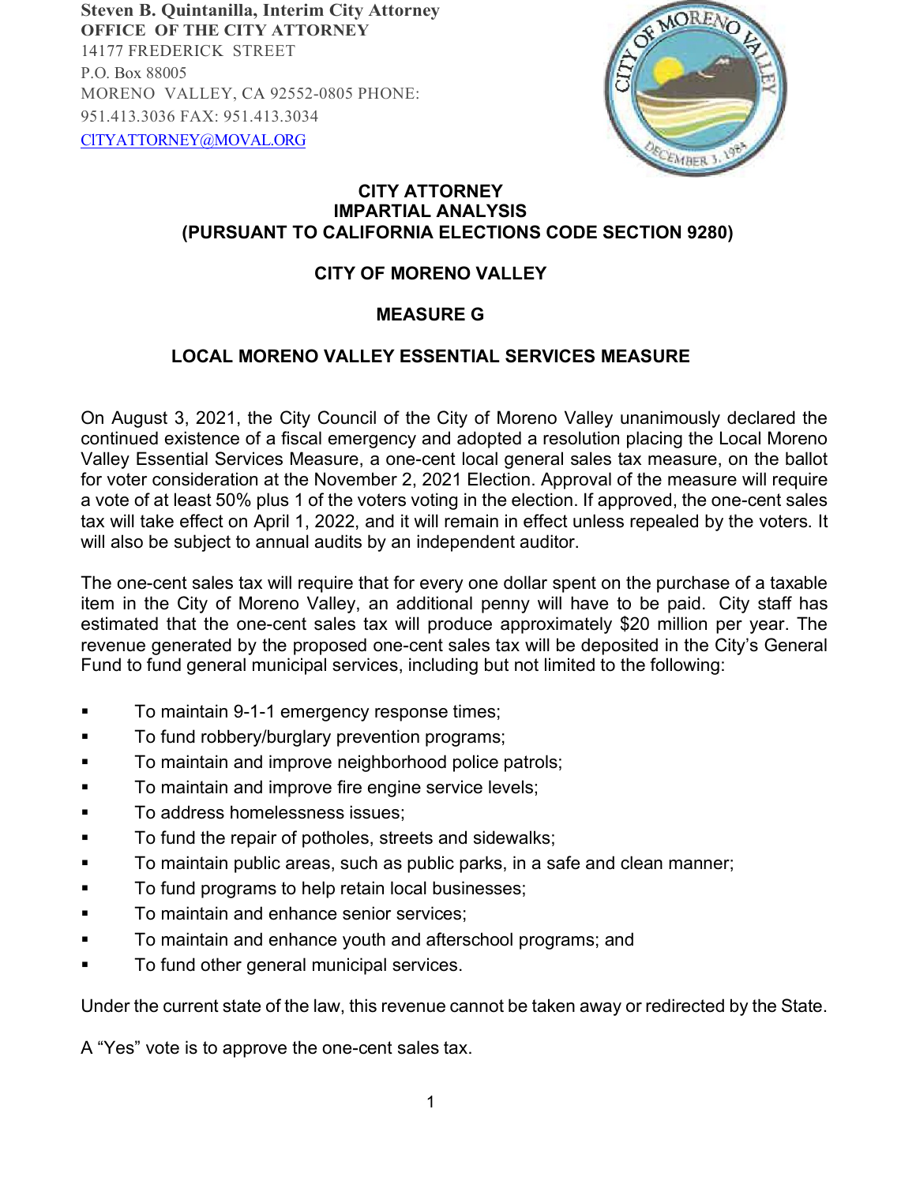**Steven B. Quintanilla, Interim City Attorney**
**OFFICE OF THE CITY ATTORNEY**
14177 FREDERICK STREET
P.O. Box 88005
MORENO VALLEY, CA 92552-0805 PHONE:
951.413.3036 FAX: 951.413.3034
CITYATTORNEY@MOVAL.ORG

# CITY ATTORNEY
# IMPARTIAL ANALYSIS
# (PURSUANT TO CALIFORNIA ELECTIONS CODE SECTION 9280)

## CITY OF MORENO VALLEY

## MEASURE G

## LOCAL MORENO VALLEY ESSENTIAL SERVICES MEASURE

On August 3, 2021, the City Council of the City of Moreno Valley unanimously declared the continued existence of a fiscal emergency and adopted a resolution placing the Local Moreno Valley Essential Services Measure, a one-cent local general sales tax measure, on the ballot for voter consideration at the November 2, 2021 Election. Approval of the measure will require a vote of at least 50% plus 1 of the voters voting in the election. If approved, the one-cent sales tax will take effect on April 1, 2022, and it will remain in effect unless repealed by the voters. It will also be subject to annual audits by an independent auditor.

The one-cent sales tax will require that for every one dollar spent on the purchase of a taxable item in the City of Moreno Valley, an additional penny will have to be paid. City staff has estimated that the one-cent sales tax will produce approximately $20 million per year. The revenue generated by the proposed one-cent sales tax will be deposited in the City's General Fund to fund general municipal services, including but not limited to the following:

- To maintain 9-1-1 emergency response times;
- To fund robbery/burglary prevention programs;
- To maintain and improve neighborhood police patrols;
- To maintain and improve fire engine service levels;
- To address homelessness issues;
- To fund the repair of potholes, streets and sidewalks;
- To maintain public areas, such as public parks, in a safe and clean manner;
- To fund programs to help retain local businesses;
- To maintain and enhance senior services;
- To maintain and enhance youth and afterschool programs; and
- To fund other general municipal services.

Under the current state of the law, this revenue cannot be taken away or redirected by the State.

A "Yes" vote is to approve the one-cent sales tax.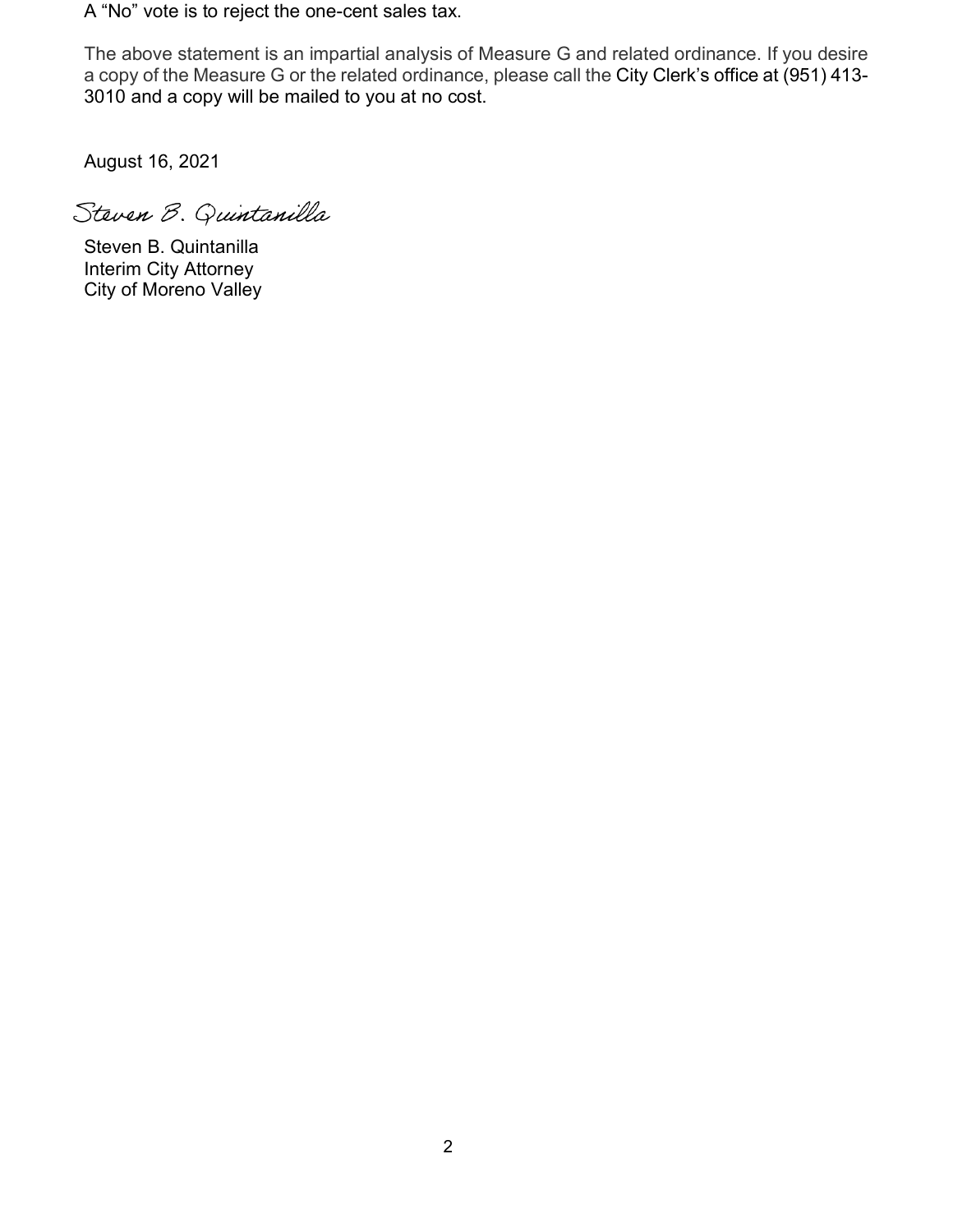A "No" vote is to reject the one-cent sales tax.

The above statement is an impartial analysis of Measure G and related ordinance. If you desire a copy of the Measure G or the related ordinance, please call the City Clerk's office at (951) 413-3010 and a copy will be mailed to you at no cost.

August 16, 2021

*Steven B. Quintanilla*

Steven B. Quintanilla
Interim City Attorney
City of Moreno Valley